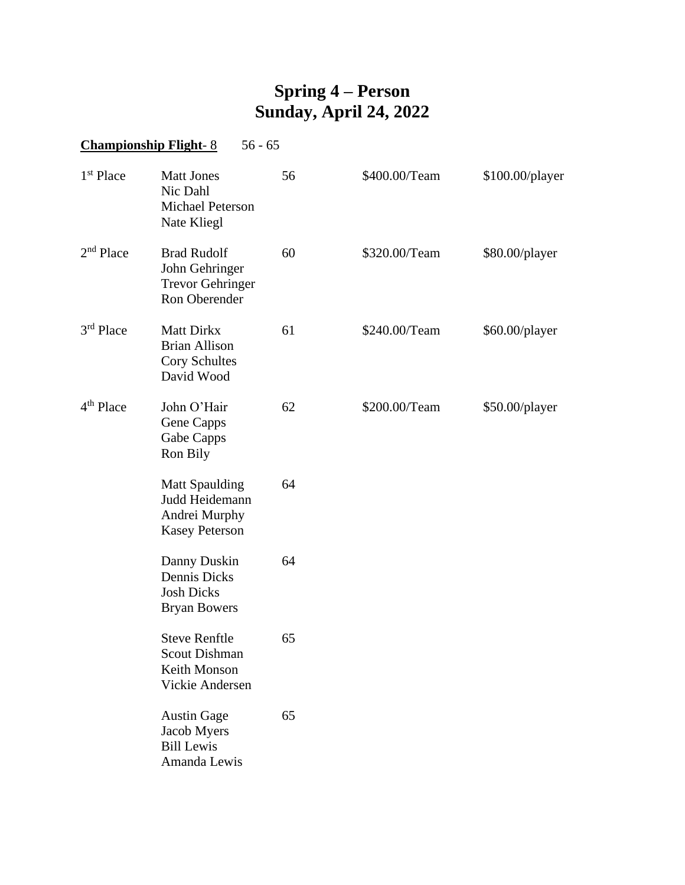# Spring 4 – Person
# Sunday, April 24, 2022

**Championship Flight**- 8 56 - 65

| Place | Team | Score | Team Payout | Player Payout |
|---|---|---|---|---|
| 1st Place | Matt Jones<br>Nic Dahl<br>Michael Peterson<br>Nate Kliegl | 56 | $400.00/Team | $100.00/player |
| 2nd Place | Brad Rudolf<br>John Gehringer<br>Trevor Gehringer<br>Ron Oberender | 60 | $320.00/Team | $80.00/player |
| 3rd Place | Matt Dirkx<br>Brian Allison<br>Cory Schultes<br>David Wood | 61 | $240.00/Team | $60.00/player |
| 4th Place | John O'Hair<br>Gene Capps<br>Gabe Capps<br>Ron Bily | 62 | $200.00/Team | $50.00/player |
| | Matt Spaulding<br>Judd Heidemann<br>Andrei Murphy<br>Kasey Peterson | 64 | | |
| | Danny Duskin<br>Dennis Dicks<br>Josh Dicks<br>Bryan Bowers | 64 | | |
| | Steve Renftle<br>Scout Dishman<br>Keith Monson<br>Vickie Andersen | 65 | | |
| | Austin Gage<br>Jacob Myers<br>Bill Lewis<br>Amanda Lewis | 65 | | |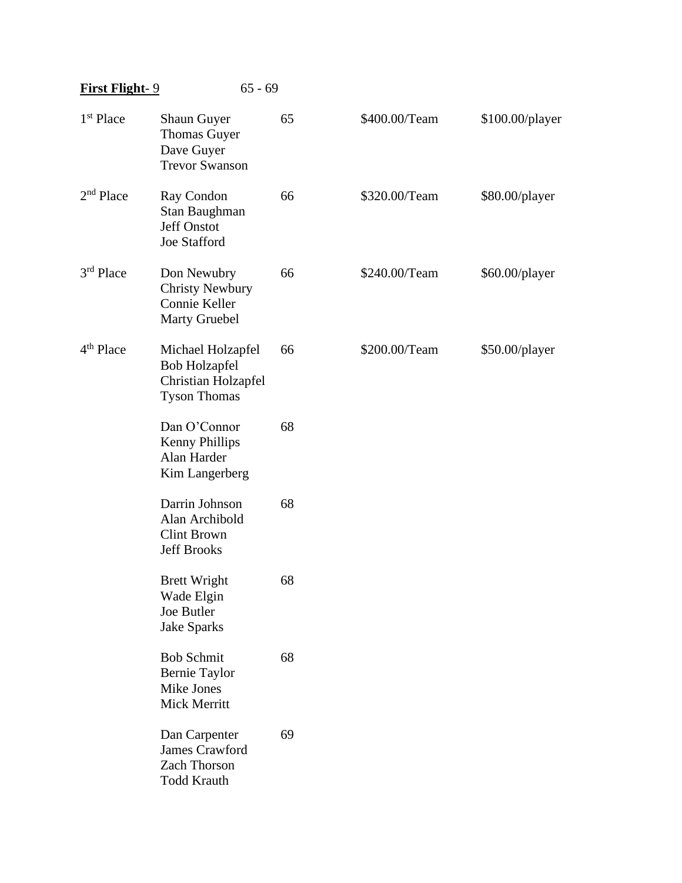**First Flight**- 9 65 - 69

| Place | Team | Score | Team Payout | Player Payout |
|---|---|---|---|---|
| 1st Place | Shaun Guyer<br>Thomas Guyer<br>Dave Guyer<br>Trevor Swanson | 65 | $400.00/Team | $100.00/player |
| 2nd Place | Ray Condon<br>Stan Baughman<br>Jeff Onstot<br>Joe Stafford | 66 | $320.00/Team | $80.00/player |
| 3rd Place | Don Newubry<br>Christy Newbury<br>Connie Keller<br>Marty Gruebel | 66 | $240.00/Team | $60.00/player |
| 4th Place | Michael Holzapfel<br>Bob Holzapfel<br>Christian Holzapfel<br>Tyson Thomas | 66 | $200.00/Team | $50.00/player |
| | Dan O'Connor<br>Kenny Phillips<br>Alan Harder<br>Kim Langerberg | 68 | | |
| | Darrin Johnson<br>Alan Archibold<br>Clint Brown<br>Jeff Brooks | 68 | | |
| | Brett Wright<br>Wade Elgin<br>Joe Butler<br>Jake Sparks | 68 | | |
| | Bob Schmit<br>Bernie Taylor<br>Mike Jones<br>Mick Merritt | 68 | | |
| | Dan Carpenter<br>James Crawford<br>Zach Thorson<br>Todd Krauth | 69 | | |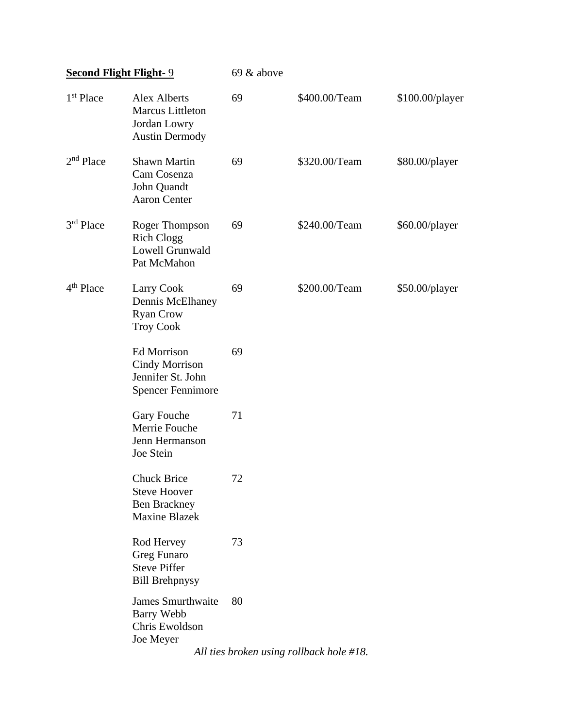**Second Flight Flight**- 9 &emsp; 69 & above

| | | | | |
|---|---|---|---|---|
| 1st Place | Alex Alberts<br>Marcus Littleton<br>Jordan Lowry<br>Austin Dermody | 69 | $400.00/Team | $100.00/player |
| 2nd Place | Shawn Martin<br>Cam Cosenza<br>John Quandt<br>Aaron Center | 69 | $320.00/Team | $80.00/player |
| 3rd Place | Roger Thompson<br>Rich Clogg<br>Lowell Grunwald<br>Pat McMahon | 69 | $240.00/Team | $60.00/player |
| 4th Place | Larry Cook<br>Dennis McElhaney<br>Ryan Crow<br>Troy Cook | 69 | $200.00/Team | $50.00/player |
| | Ed Morrison<br>Cindy Morrison<br>Jennifer St. John<br>Spencer Fennimore | 69 | | |
| | Gary Fouche<br>Merrie Fouche<br>Jenn Hermanson<br>Joe Stein | 71 | | |
| | Chuck Brice<br>Steve Hoover<br>Ben Brackney<br>Maxine Blazek | 72 | | |
| | Rod Hervey<br>Greg Funaro<br>Steve Piffer<br>Bill Brehpnysy | 73 | | |
| | James Smurthwaite<br>Barry Webb<br>Chris Ewoldson<br>Joe Meyer | 80 | | |

*All ties broken using rollback hole #18.*